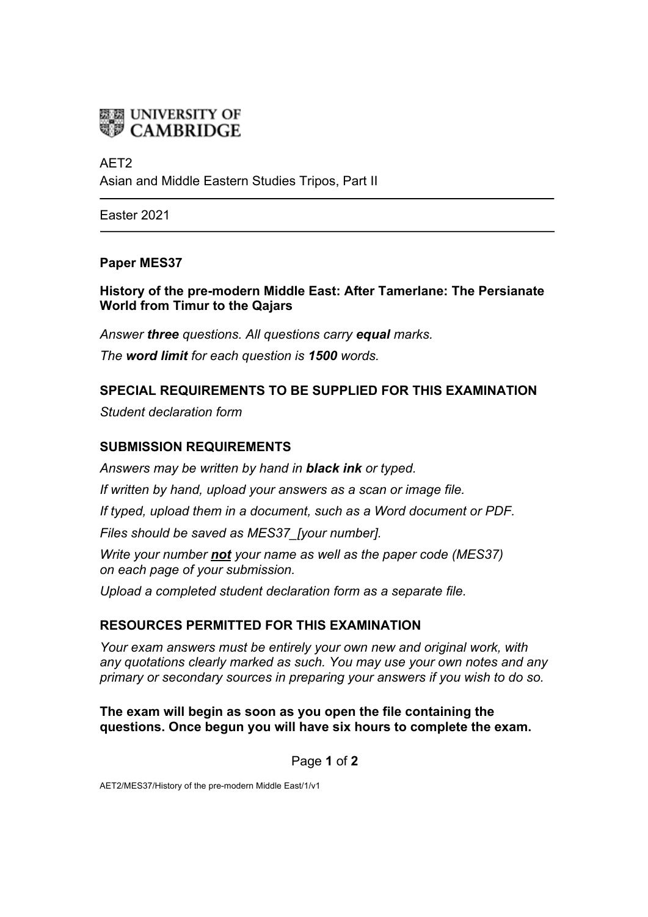UNIVERSITY OF CAMBRIDGE

AET2
Asian and Middle Eastern Studies Tripos, Part II

---

Easter 2021

---

**Paper MES37**

**History of the pre-modern Middle East: After Tamerlane: The Persianate World from Timur to the Qajars**

*Answer **three** questions. All questions carry **equal** marks.*

*The **word limit** for each question is **1500** words.*

## SPECIAL REQUIREMENTS TO BE SUPPLIED FOR THIS EXAMINATION

*Student declaration form*

## SUBMISSION REQUIREMENTS

*Answers may be written by hand in **black ink** or typed.*

*If written by hand, upload your answers as a scan or image file.*

*If typed, upload them in a document, such as a Word document or PDF.*

*Files should be saved as MES37_[your number].*

*Write your number **not** your name as well as the paper code (MES37) on each page of your submission.*

*Upload a completed student declaration form as a separate file.*

## RESOURCES PERMITTED FOR THIS EXAMINATION

*Your exam answers must be entirely your own new and original work, with any quotations clearly marked as such. You may use your own notes and any primary or secondary sources in preparing your answers if you wish to do so.*

**The exam will begin as soon as you open the file containing the questions. Once begun you will have six hours to complete the exam.**

AET2/MES37/History of the pre-modern Middle East/1/v1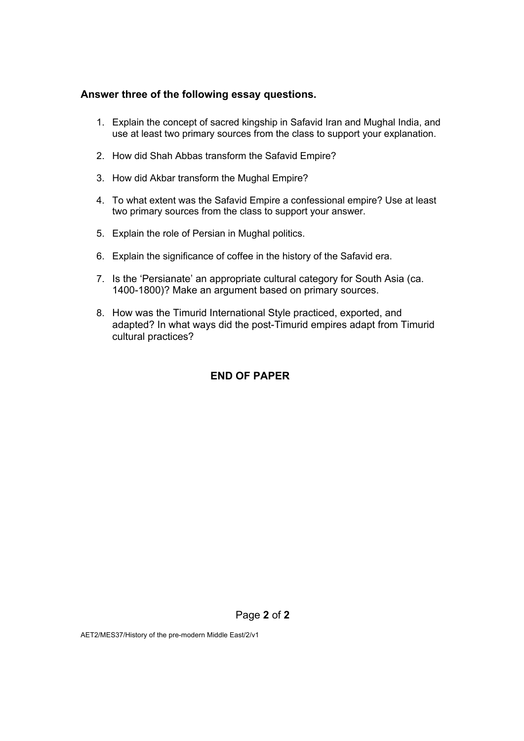**Answer three of the following essay questions.**

1. Explain the concept of sacred kingship in Safavid Iran and Mughal India, and use at least two primary sources from the class to support your explanation.
2. How did Shah Abbas transform the Safavid Empire?
3. How did Akbar transform the Mughal Empire?
4. To what extent was the Safavid Empire a confessional empire? Use at least two primary sources from the class to support your answer.
5. Explain the role of Persian in Mughal politics.
6. Explain the significance of coffee in the history of the Safavid era.
7. Is the 'Persianate' an appropriate cultural category for South Asia (ca. 1400-1800)? Make an argument based on primary sources.
8. How was the Timurid International Style practiced, exported, and adapted? In what ways did the post-Timurid empires adapt from Timurid cultural practices?

**END OF PAPER**